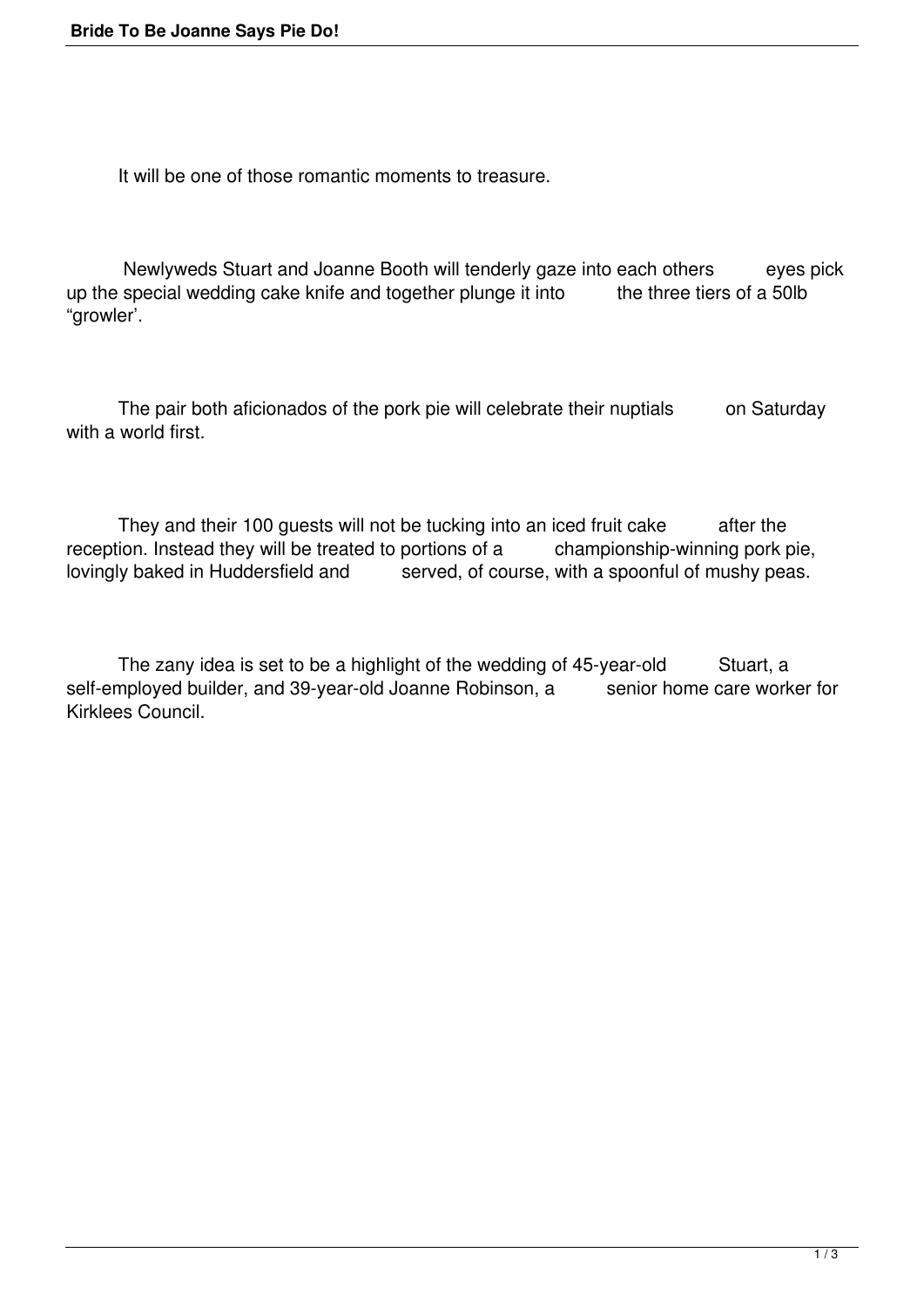It will be one of those romantic moments to treasure.

Newlyweds Stuart and Joanne Booth will tenderly gaze into each others eyes pick up the special wedding cake knife and together plunge it into the three tiers of a 50lb “growler’.

The pair both aficionados of the pork pie will celebrate their nuptials on Saturday with a world first.

They and their 100 guests will not be tucking into an iced fruit cake after the reception. Instead they will be treated to portions of a championship-winning pork pie, lovingly baked in Huddersfield and served, of course, with a spoonful of mushy peas.

The zany idea is set to be a highlight of the wedding of 45-year-old Stuart, a self-employed builder, and 39-year-old Joanne Robinson, a senior home care worker for Kirklees Council.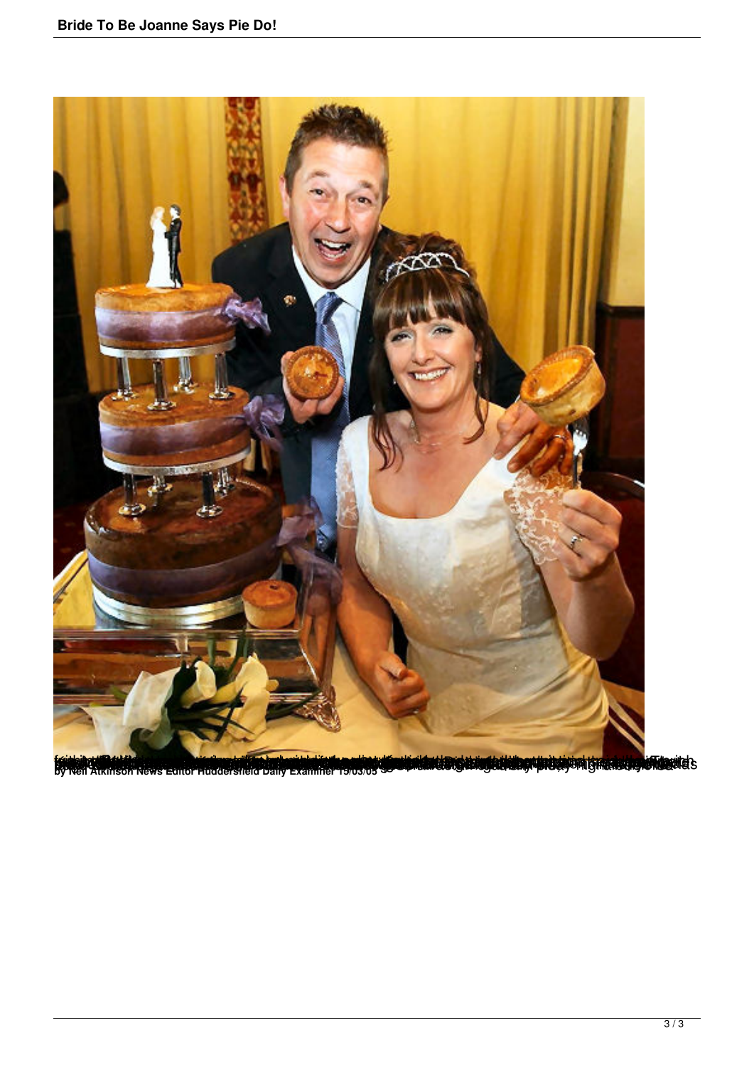by Neil Atkinson News Editor Huddersfield Daily Examiner 19/03/05